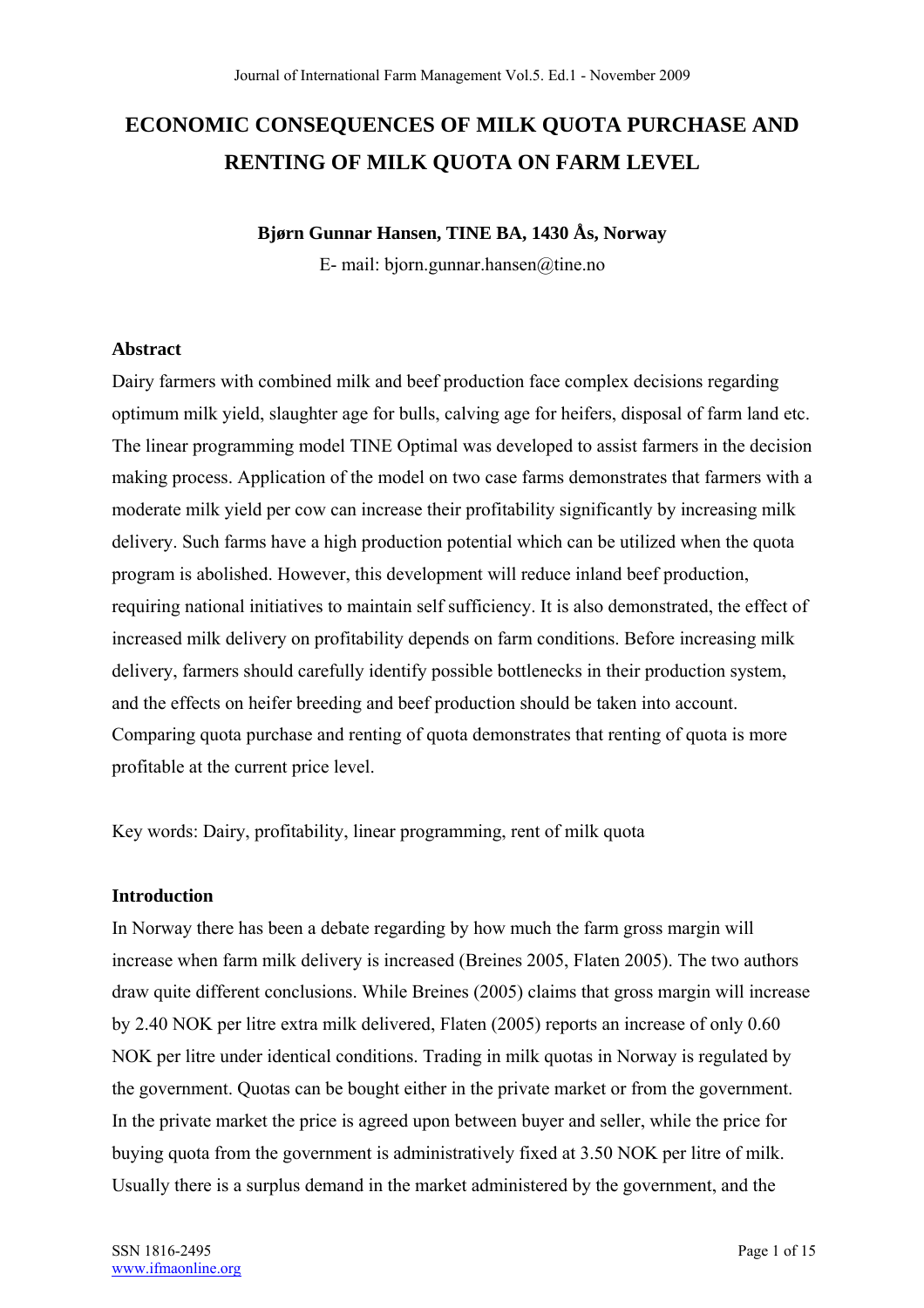# ECONOMIC CONSEQUENCES OF MILK QUOTA PURCHASE AND RENTING OF MILK QUOTA ON FARM LEVEL

**Bjørn Gunnar Hansen, TINE BA, 1430 Ås, Norway**

E- mail: bjorn.gunnar.hansen@tine.no

## Abstract

Dairy farmers with combined milk and beef production face complex decisions regarding optimum milk yield, slaughter age for bulls, calving age for heifers, disposal of farm land etc. The linear programming model TINE Optimal was developed to assist farmers in the decision making process. Application of the model on two case farms demonstrates that farmers with a moderate milk yield per cow can increase their profitability significantly by increasing milk delivery. Such farms have a high production potential which can be utilized when the quota program is abolished. However, this development will reduce inland beef production, requiring national initiatives to maintain self sufficiency. It is also demonstrated, the effect of increased milk delivery on profitability depends on farm conditions. Before increasing milk delivery, farmers should carefully identify possible bottlenecks in their production system, and the effects on heifer breeding and beef production should be taken into account. Comparing quota purchase and renting of quota demonstrates that renting of quota is more profitable at the current price level.

Key words: Dairy, profitability, linear programming, rent of milk quota

## Introduction

In Norway there has been a debate regarding by how much the farm gross margin will increase when farm milk delivery is increased (Breines 2005, Flaten 2005). The two authors draw quite different conclusions. While Breines (2005) claims that gross margin will increase by 2.40 NOK per litre extra milk delivered, Flaten (2005) reports an increase of only 0.60 NOK per litre under identical conditions. Trading in milk quotas in Norway is regulated by the government. Quotas can be bought either in the private market or from the government. In the private market the price is agreed upon between buyer and seller, while the price for buying quota from the government is administratively fixed at 3.50 NOK per litre of milk. Usually there is a surplus demand in the market administered by the government, and the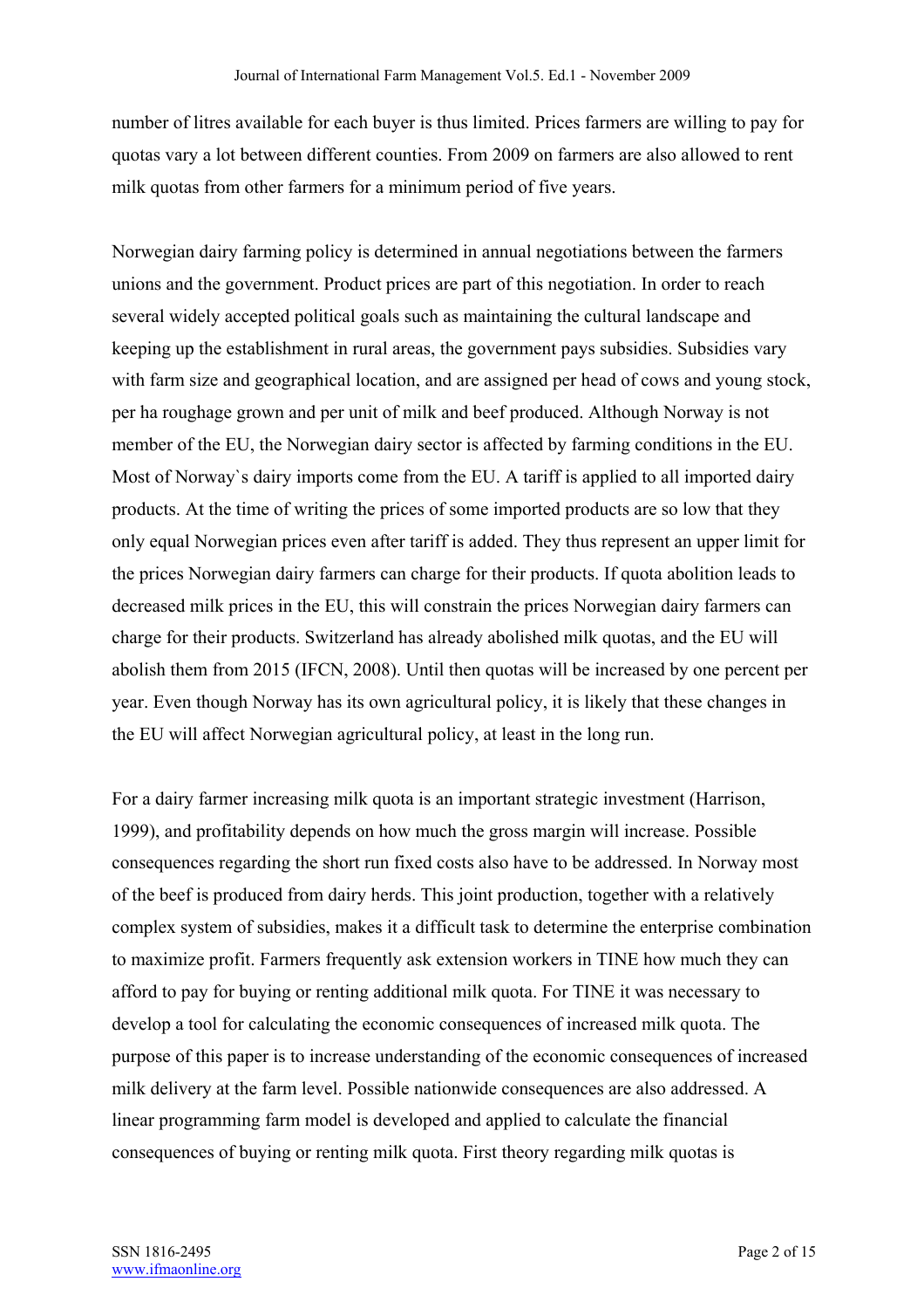number of litres available for each buyer is thus limited. Prices farmers are willing to pay for quotas vary a lot between different counties. From 2009 on farmers are also allowed to rent milk quotas from other farmers for a minimum period of five years.

Norwegian dairy farming policy is determined in annual negotiations between the farmers unions and the government. Product prices are part of this negotiation. In order to reach several widely accepted political goals such as maintaining the cultural landscape and keeping up the establishment in rural areas, the government pays subsidies. Subsidies vary with farm size and geographical location, and are assigned per head of cows and young stock, per ha roughage grown and per unit of milk and beef produced. Although Norway is not member of the EU, the Norwegian dairy sector is affected by farming conditions in the EU. Most of Norway`s dairy imports come from the EU. A tariff is applied to all imported dairy products. At the time of writing the prices of some imported products are so low that they only equal Norwegian prices even after tariff is added. They thus represent an upper limit for the prices Norwegian dairy farmers can charge for their products. If quota abolition leads to decreased milk prices in the EU, this will constrain the prices Norwegian dairy farmers can charge for their products. Switzerland has already abolished milk quotas, and the EU will abolish them from 2015 (IFCN, 2008). Until then quotas will be increased by one percent per year. Even though Norway has its own agricultural policy, it is likely that these changes in the EU will affect Norwegian agricultural policy, at least in the long run.

For a dairy farmer increasing milk quota is an important strategic investment (Harrison, 1999), and profitability depends on how much the gross margin will increase. Possible consequences regarding the short run fixed costs also have to be addressed. In Norway most of the beef is produced from dairy herds. This joint production, together with a relatively complex system of subsidies, makes it a difficult task to determine the enterprise combination to maximize profit. Farmers frequently ask extension workers in TINE how much they can afford to pay for buying or renting additional milk quota. For TINE it was necessary to develop a tool for calculating the economic consequences of increased milk quota. The purpose of this paper is to increase understanding of the economic consequences of increased milk delivery at the farm level. Possible nationwide consequences are also addressed. A linear programming farm model is developed and applied to calculate the financial consequences of buying or renting milk quota. First theory regarding milk quotas is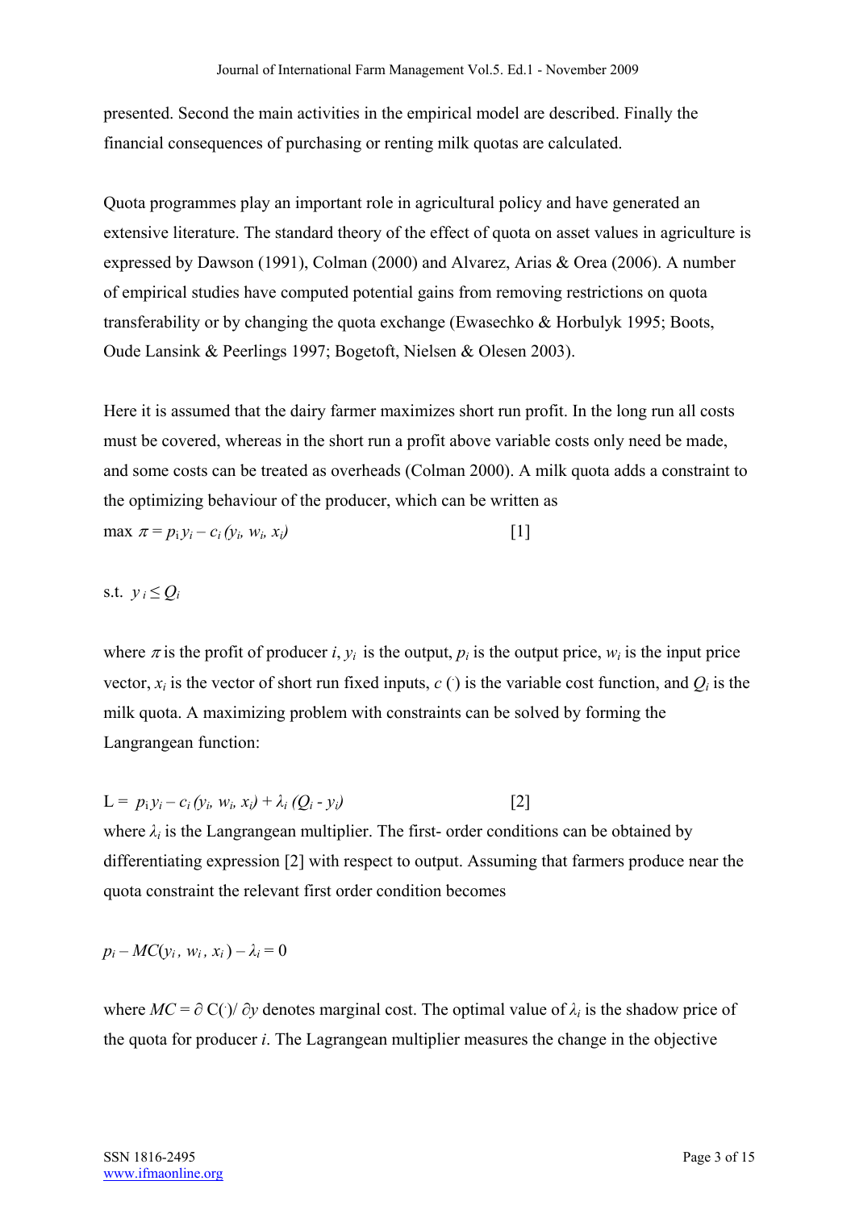presented. Second the main activities in the empirical model are described. Finally the financial consequences of purchasing or renting milk quotas are calculated.

Quota programmes play an important role in agricultural policy and have generated an extensive literature. The standard theory of the effect of quota on asset values in agriculture is expressed by Dawson (1991), Colman (2000) and Alvarez, Arias & Orea (2006). A number of empirical studies have computed potential gains from removing restrictions on quota transferability or by changing the quota exchange (Ewasechko & Horbulyk 1995; Boots, Oude Lansink & Peerlings 1997; Bogetoft, Nielsen & Olesen 2003).

Here it is assumed that the dairy farmer maximizes short run profit. In the long run all costs must be covered, whereas in the short run a profit above variable costs only need be made, and some costs can be treated as overheads (Colman 2000). A milk quota adds a constraint to the optimizing behaviour of the producer, which can be written as

$$\max \pi = p_i y_i - c_i (y_i, w_i, x_i) \qquad [1]$$

$$\text{s.t. } y_i \leq Q_i$$

where $\pi$ is the profit of producer $i$, $y_i$ is the output, $p_i$ is the output price, $w_i$ is the input price vector, $x_i$ is the vector of short run fixed inputs, $c\,(\cdot)$ is the variable cost function, and $Q_i$ is the milk quota. A maximizing problem with constraints can be solved by forming the Langrangean function:

$$L = p_i y_i - c_i (y_i, w_i, x_i) + \lambda_i (Q_i - y_i) \qquad [2]$$

where $\lambda_i$ is the Langrangean multiplier. The first- order conditions can be obtained by differentiating expression [2] with respect to output. Assuming that farmers produce near the quota constraint the relevant first order condition becomes

$$p_i - MC(y_i, w_i, x_i) - \lambda_i = 0$$

where $MC = \partial\, C(\cdot)/\, \partial y$ denotes marginal cost. The optimal value of $\lambda_i$ is the shadow price of the quota for producer $i$. The Langrangean multiplier measures the change in the objective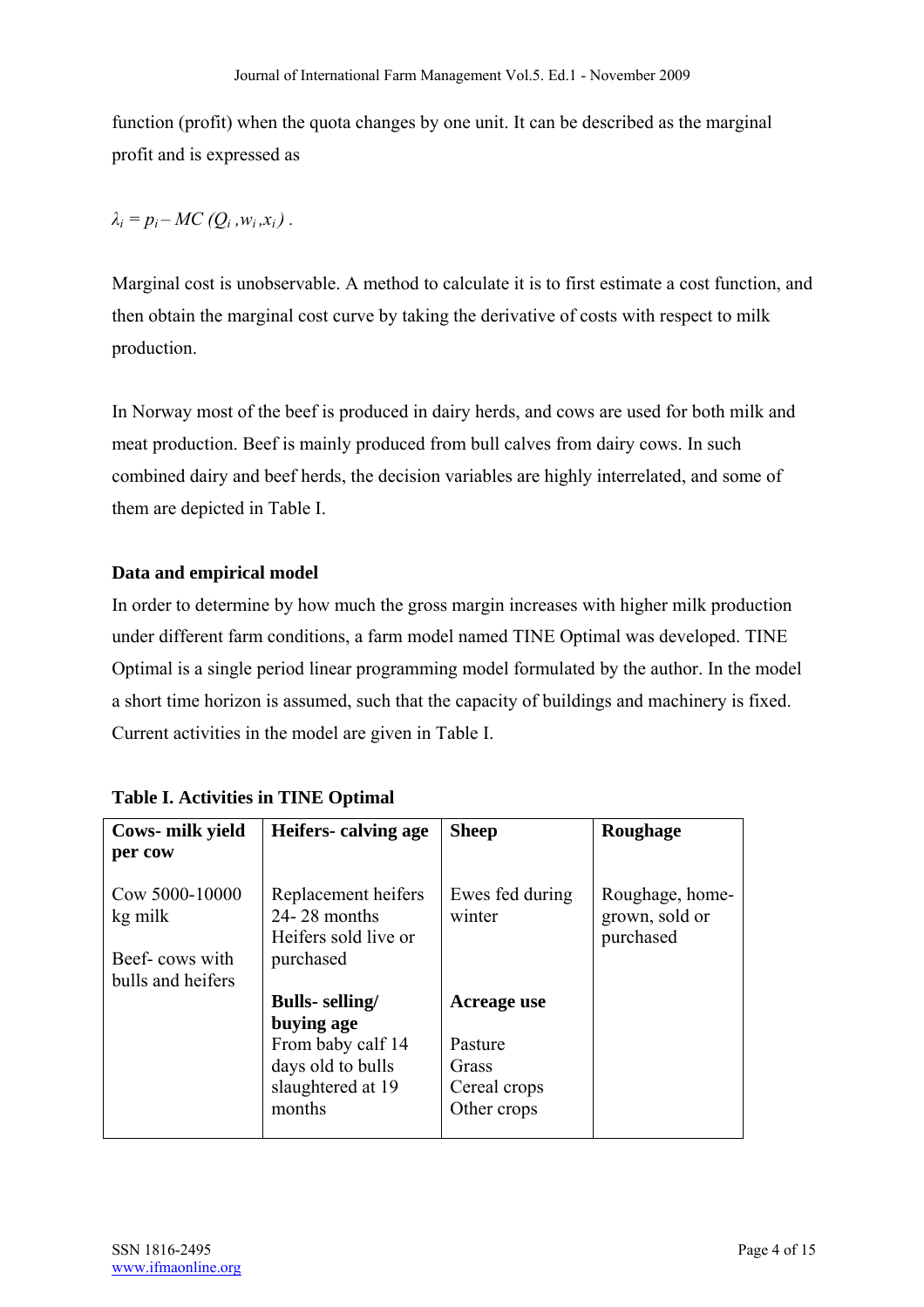function (profit) when the quota changes by one unit. It can be described as the marginal profit and is expressed as

$$\lambda_i = p_i - MC\,(Q_i\,, w_i, x_i\,)\,.$$

Marginal cost is unobservable. A method to calculate it is to first estimate a cost function, and then obtain the marginal cost curve by taking the derivative of costs with respect to milk production.

In Norway most of the beef is produced in dairy herds, and cows are used for both milk and meat production. Beef is mainly produced from bull calves from dairy cows. In such combined dairy and beef herds, the decision variables are highly interrelated, and some of them are depicted in Table I.

### Data and empirical model

In order to determine by how much the gross margin increases with higher milk production under different farm conditions, a farm model named TINE Optimal was developed. TINE Optimal is a single period linear programming model formulated by the author. In the model a short time horizon is assumed, such that the capacity of buildings and machinery is fixed. Current activities in the model are given in Table I.

**Table I. Activities in TINE Optimal**

| **Cows- milk yield per cow** | **Heifers- calving age** | **Sheep** | **Roughage** |
|---|---|---|---|
| Cow 5000-10000 kg milk<br><br>Beef- cows with bulls and heifers | Replacement heifers 24- 28 months<br>Heifers sold live or purchased<br><br>**Bulls- selling/ buying age**<br>From baby calf 14 days old to bulls slaughtered at 19 months | Ewes fed during winter<br><br>**Acreage use**<br>Pasture<br>Grass<br>Cereal crops<br>Other crops | Roughage, home-grown, sold or purchased |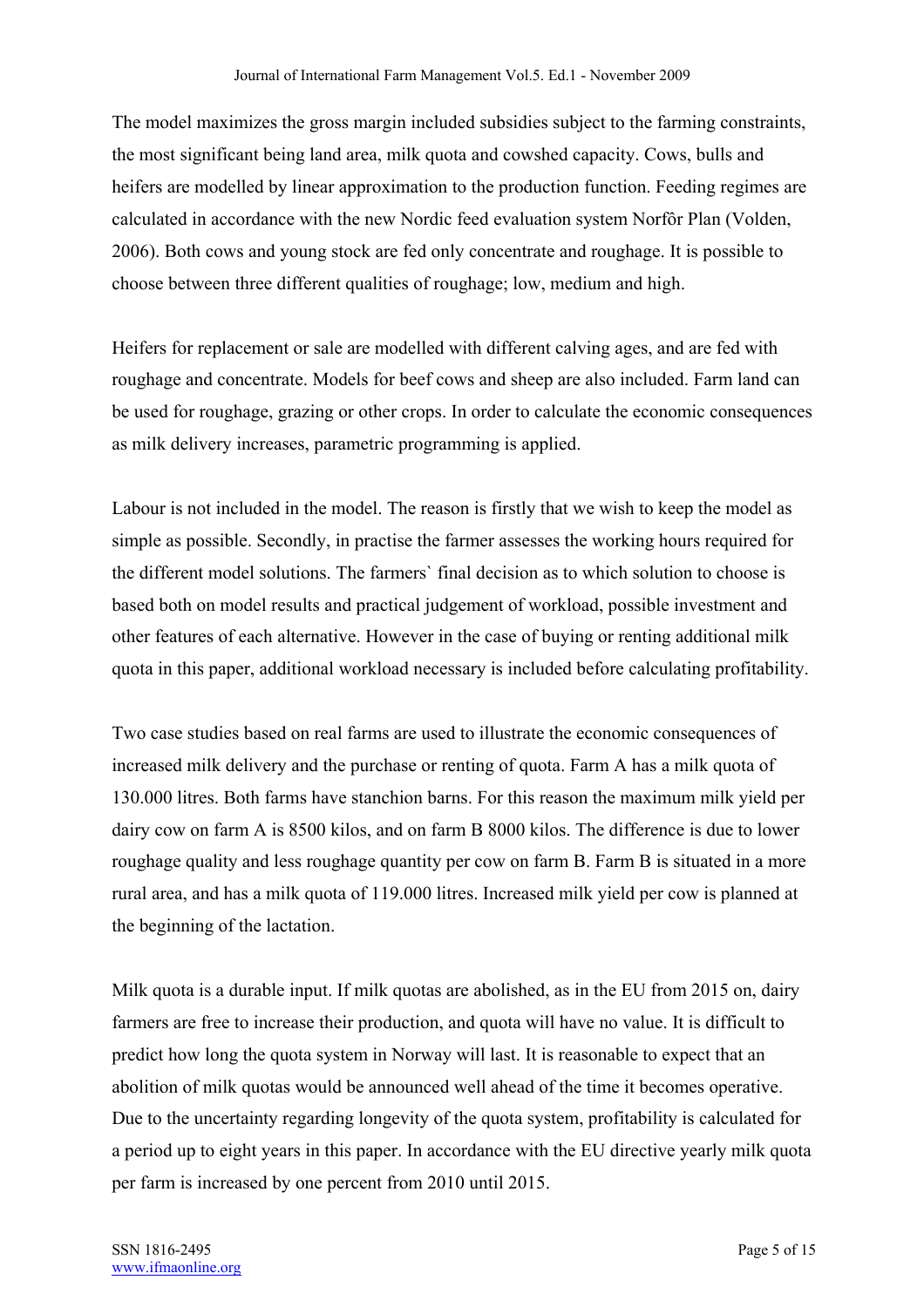The model maximizes the gross margin included subsidies subject to the farming constraints, the most significant being land area, milk quota and cowshed capacity. Cows, bulls and heifers are modelled by linear approximation to the production function. Feeding regimes are calculated in accordance with the new Nordic feed evaluation system Norfôr Plan (Volden, 2006). Both cows and young stock are fed only concentrate and roughage. It is possible to choose between three different qualities of roughage; low, medium and high.

Heifers for replacement or sale are modelled with different calving ages, and are fed with roughage and concentrate. Models for beef cows and sheep are also included. Farm land can be used for roughage, grazing or other crops. In order to calculate the economic consequences as milk delivery increases, parametric programming is applied.

Labour is not included in the model. The reason is firstly that we wish to keep the model as simple as possible. Secondly, in practise the farmer assesses the working hours required for the different model solutions. The farmers` final decision as to which solution to choose is based both on model results and practical judgement of workload, possible investment and other features of each alternative. However in the case of buying or renting additional milk quota in this paper, additional workload necessary is included before calculating profitability.

Two case studies based on real farms are used to illustrate the economic consequences of increased milk delivery and the purchase or renting of quota. Farm A has a milk quota of 130.000 litres. Both farms have stanchion barns. For this reason the maximum milk yield per dairy cow on farm A is 8500 kilos, and on farm B 8000 kilos. The difference is due to lower roughage quality and less roughage quantity per cow on farm B. Farm B is situated in a more rural area, and has a milk quota of 119.000 litres. Increased milk yield per cow is planned at the beginning of the lactation.

Milk quota is a durable input. If milk quotas are abolished, as in the EU from 2015 on, dairy farmers are free to increase their production, and quota will have no value. It is difficult to predict how long the quota system in Norway will last. It is reasonable to expect that an abolition of milk quotas would be announced well ahead of the time it becomes operative. Due to the uncertainty regarding longevity of the quota system, profitability is calculated for a period up to eight years in this paper. In accordance with the EU directive yearly milk quota per farm is increased by one percent from 2010 until 2015.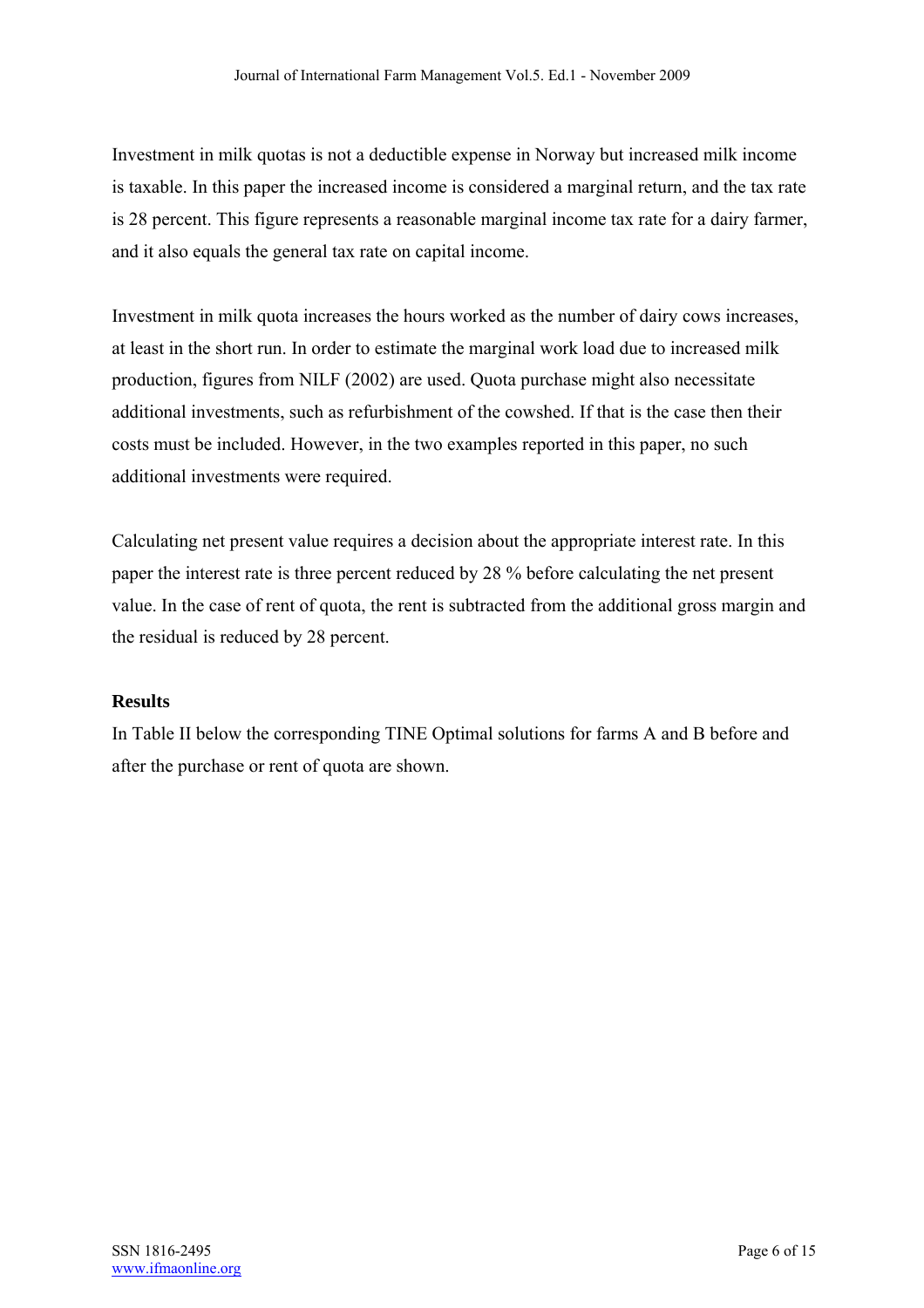Investment in milk quotas is not a deductible expense in Norway but increased milk income is taxable. In this paper the increased income is considered a marginal return, and the tax rate is 28 percent. This figure represents a reasonable marginal income tax rate for a dairy farmer, and it also equals the general tax rate on capital income.

Investment in milk quota increases the hours worked as the number of dairy cows increases, at least in the short run. In order to estimate the marginal work load due to increased milk production, figures from NILF (2002) are used. Quota purchase might also necessitate additional investments, such as refurbishment of the cowshed. If that is the case then their costs must be included. However, in the two examples reported in this paper, no such additional investments were required.

Calculating net present value requires a decision about the appropriate interest rate. In this paper the interest rate is three percent reduced by 28 % before calculating the net present value. In the case of rent of quota, the rent is subtracted from the additional gross margin and the residual is reduced by 28 percent.

## Results

In Table II below the corresponding TINE Optimal solutions for farms A and B before and after the purchase or rent of quota are shown.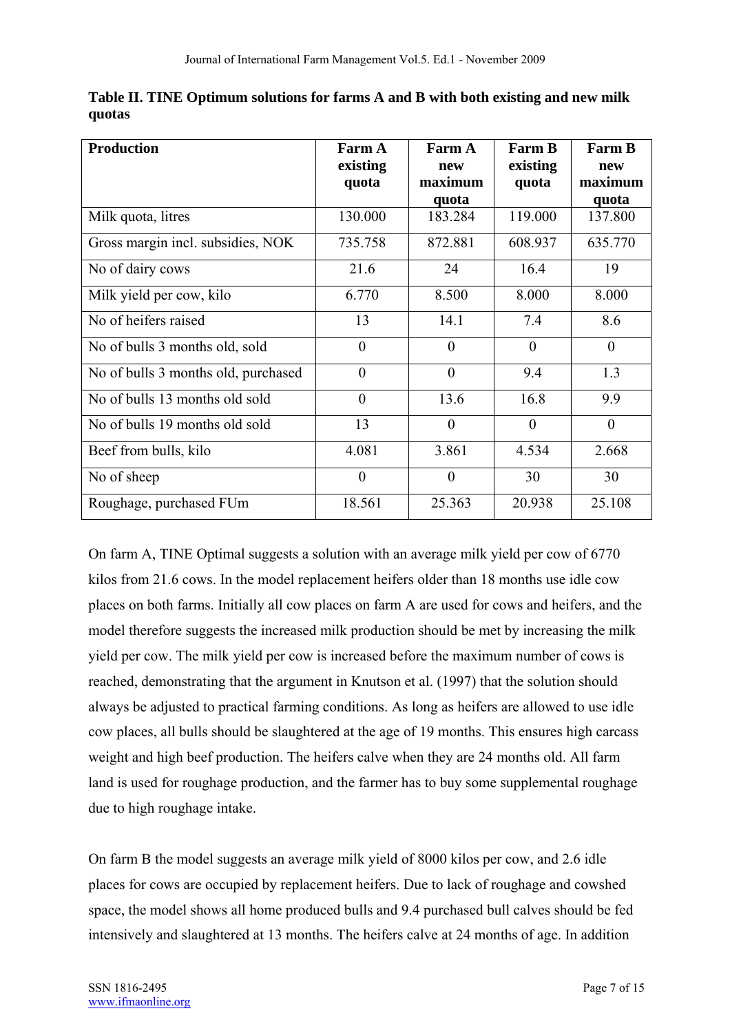**Table II. TINE Optimum solutions for farms A and B with both existing and new milk quotas**

| Production | Farm A existing quota | Farm A new maximum quota | Farm B existing quota | Farm B new maximum quota |
|---|---|---|---|---|
| Milk quota, litres | 130.000 | 183.284 | 119.000 | 137.800 |
| Gross margin incl. subsidies, NOK | 735.758 | 872.881 | 608.937 | 635.770 |
| No of dairy cows | 21.6 | 24 | 16.4 | 19 |
| Milk yield per cow, kilo | 6.770 | 8.500 | 8.000 | 8.000 |
| No of heifers raised | 13 | 14.1 | 7.4 | 8.6 |
| No of bulls 3 months old, sold | 0 | 0 | 0 | 0 |
| No of bulls 3 months old, purchased | 0 | 0 | 9.4 | 1.3 |
| No of bulls 13 months old sold | 0 | 13.6 | 16.8 | 9.9 |
| No of bulls 19 months old sold | 13 | 0 | 0 | 0 |
| Beef from bulls, kilo | 4.081 | 3.861 | 4.534 | 2.668 |
| No of sheep | 0 | 0 | 30 | 30 |
| Roughage, purchased FUm | 18.561 | 25.363 | 20.938 | 25.108 |

On farm A, TINE Optimal suggests a solution with an average milk yield per cow of 6770 kilos from 21.6 cows. In the model replacement heifers older than 18 months use idle cow places on both farms. Initially all cow places on farm A are used for cows and heifers, and the model therefore suggests the increased milk production should be met by increasing the milk yield per cow. The milk yield per cow is increased before the maximum number of cows is reached, demonstrating that the argument in Knutson et al. (1997) that the solution should always be adjusted to practical farming conditions. As long as heifers are allowed to use idle cow places, all bulls should be slaughtered at the age of 19 months. This ensures high carcass weight and high beef production. The heifers calve when they are 24 months old. All farm land is used for roughage production, and the farmer has to buy some supplemental roughage due to high roughage intake.

On farm B the model suggests an average milk yield of 8000 kilos per cow, and 2.6 idle places for cows are occupied by replacement heifers. Due to lack of roughage and cowshed space, the model shows all home produced bulls and 9.4 purchased bull calves should be fed intensively and slaughtered at 13 months. The heifers calve at 24 months of age. In addition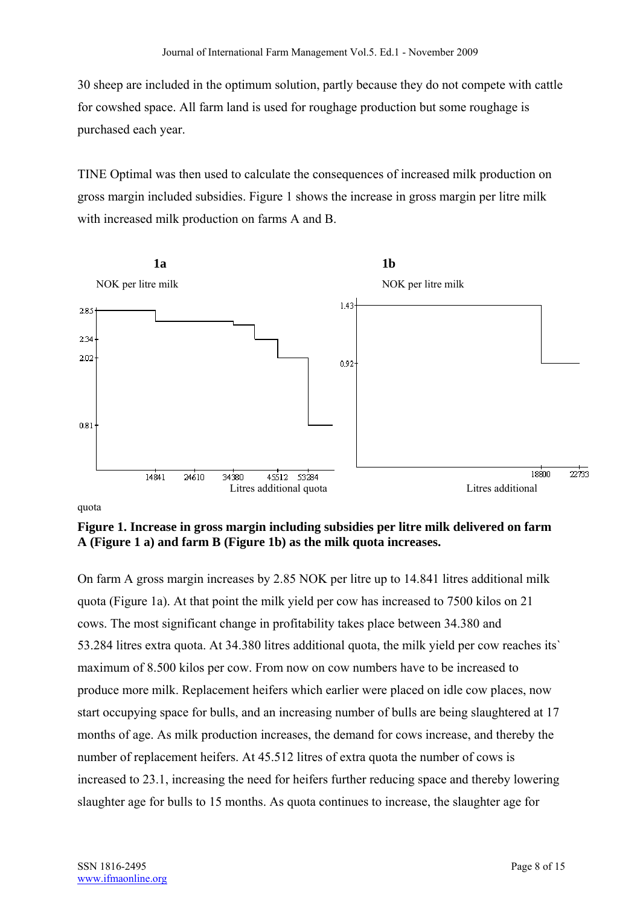30 sheep are included in the optimum solution, partly because they do not compete with cattle for cowshed space. All farm land is used for roughage production but some roughage is purchased each year.

TINE Optimal was then used to calculate the consequences of increased milk production on gross margin included subsidies. Figure 1 shows the increase in gross margin per litre milk with increased milk production on farms A and B.

**1a**

NOK per litre milk

2.85, 2.34, 2.02, 0.81

14841, 24610, 34380, 45512, 53284

Litres additional quota

**1b**

NOK per litre milk

1.43, 0.92

18800, 22733

Litres additional quota

**Figure 1. Increase in gross margin including subsidies per litre milk delivered on farm A (Figure 1 a) and farm B (Figure 1b) as the milk quota increases.**

On farm A gross margin increases by 2.85 NOK per litre up to 14.841 litres additional milk quota (Figure 1a). At that point the milk yield per cow has increased to 7500 kilos on 21 cows. The most significant change in profitability takes place between 34.380 and 53.284 litres extra quota. At 34.380 litres additional quota, the milk yield per cow reaches its` maximum of 8.500 kilos per cow. From now on cow numbers have to be increased to produce more milk. Replacement heifers which earlier were placed on idle cow places, now start occupying space for bulls, and an increasing number of bulls are being slaughtered at 17 months of age. As milk production increases, the demand for cows increase, and thereby the number of replacement heifers. At 45.512 litres of extra quota the number of cows is increased to 23.1, increasing the need for heifers further reducing space and thereby lowering slaughter age for bulls to 15 months. As quota continues to increase, the slaughter age for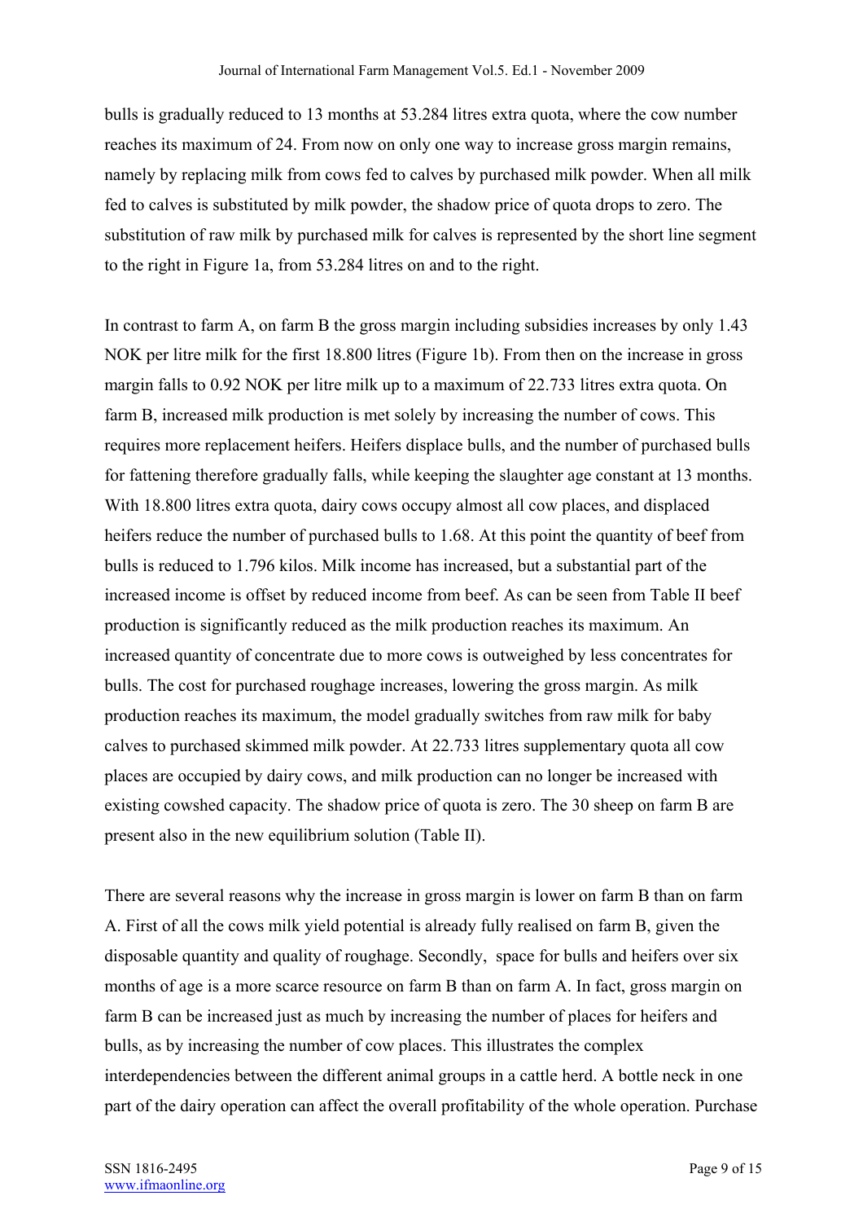bulls is gradually reduced to 13 months at 53.284 litres extra quota, where the cow number reaches its maximum of 24. From now on only one way to increase gross margin remains, namely by replacing milk from cows fed to calves by purchased milk powder. When all milk fed to calves is substituted by milk powder, the shadow price of quota drops to zero. The substitution of raw milk by purchased milk for calves is represented by the short line segment to the right in Figure 1a, from 53.284 litres on and to the right.

In contrast to farm A, on farm B the gross margin including subsidies increases by only 1.43 NOK per litre milk for the first 18.800 litres (Figure 1b). From then on the increase in gross margin falls to 0.92 NOK per litre milk up to a maximum of 22.733 litres extra quota. On farm B, increased milk production is met solely by increasing the number of cows. This requires more replacement heifers. Heifers displace bulls, and the number of purchased bulls for fattening therefore gradually falls, while keeping the slaughter age constant at 13 months. With 18.800 litres extra quota, dairy cows occupy almost all cow places, and displaced heifers reduce the number of purchased bulls to 1.68. At this point the quantity of beef from bulls is reduced to 1.796 kilos. Milk income has increased, but a substantial part of the increased income is offset by reduced income from beef. As can be seen from Table II beef production is significantly reduced as the milk production reaches its maximum. An increased quantity of concentrate due to more cows is outweighed by less concentrates for bulls. The cost for purchased roughage increases, lowering the gross margin. As milk production reaches its maximum, the model gradually switches from raw milk for baby calves to purchased skimmed milk powder. At 22.733 litres supplementary quota all cow places are occupied by dairy cows, and milk production can no longer be increased with existing cowshed capacity. The shadow price of quota is zero. The 30 sheep on farm B are present also in the new equilibrium solution (Table II).

There are several reasons why the increase in gross margin is lower on farm B than on farm A. First of all the cows milk yield potential is already fully realised on farm B, given the disposable quantity and quality of roughage. Secondly, space for bulls and heifers over six months of age is a more scarce resource on farm B than on farm A. In fact, gross margin on farm B can be increased just as much by increasing the number of places for heifers and bulls, as by increasing the number of cow places. This illustrates the complex interdependencies between the different animal groups in a cattle herd. A bottle neck in one part of the dairy operation can affect the overall profitability of the whole operation. Purchase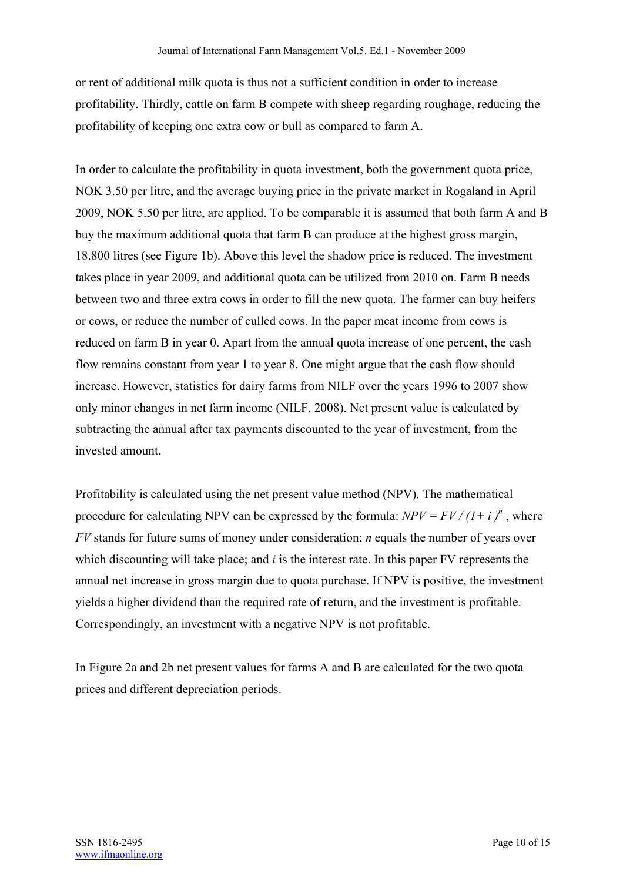or rent of additional milk quota is thus not a sufficient condition in order to increase profitability. Thirdly, cattle on farm B compete with sheep regarding roughage, reducing the profitability of keeping one extra cow or bull as compared to farm A.

In order to calculate the profitability in quota investment, both the government quota price, NOK 3.50 per litre, and the average buying price in the private market in Rogaland in April 2009, NOK 5.50 per litre, are applied. To be comparable it is assumed that both farm A and B buy the maximum additional quota that farm B can produce at the highest gross margin, 18.800 litres (see Figure 1b). Above this level the shadow price is reduced. The investment takes place in year 2009, and additional quota can be utilized from 2010 on. Farm B needs between two and three extra cows in order to fill the new quota. The farmer can buy heifers or cows, or reduce the number of culled cows. In the paper meat income from cows is reduced on farm B in year 0. Apart from the annual quota increase of one percent, the cash flow remains constant from year 1 to year 8. One might argue that the cash flow should increase. However, statistics for dairy farms from NILF over the years 1996 to 2007 show only minor changes in net farm income (NILF, 2008). Net present value is calculated by subtracting the annual after tax payments discounted to the year of investment, from the invested amount.

Profitability is calculated using the net present value method (NPV). The mathematical procedure for calculating NPV can be expressed by the formula: $NPV = FV / (1+ i)^n$ , where $FV$ stands for future sums of money under consideration; $n$ equals the number of years over which discounting will take place; and $i$ is the interest rate. In this paper FV represents the annual net increase in gross margin due to quota purchase. If NPV is positive, the investment yields a higher dividend than the required rate of return, and the investment is profitable. Correspondingly, an investment with a negative NPV is not profitable.

In Figure 2a and 2b net present values for farms A and B are calculated for the two quota prices and different depreciation periods.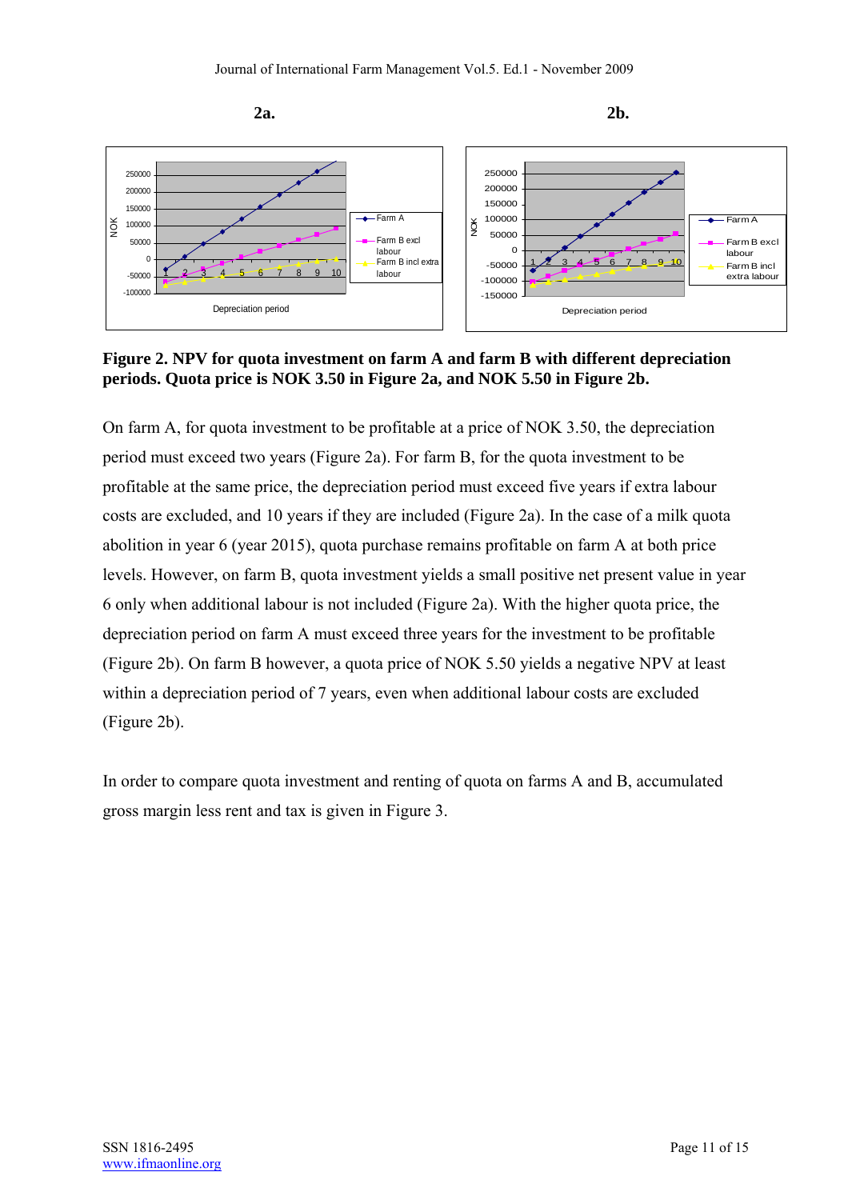**2a.** **2b.**

**Figure 2. NPV for quota investment on farm A and farm B with different depreciation periods. Quota price is NOK 3.50 in Figure 2a, and NOK 5.50 in Figure 2b.**

On farm A, for quota investment to be profitable at a price of NOK 3.50, the depreciation period must exceed two years (Figure 2a). For farm B, for the quota investment to be profitable at the same price, the depreciation period must exceed five years if extra labour costs are excluded, and 10 years if they are included (Figure 2a). In the case of a milk quota abolition in year 6 (year 2015), quota purchase remains profitable on farm A at both price levels. However, on farm B, quota investment yields a small positive net present value in year 6 only when additional labour is not included (Figure 2a). With the higher quota price, the depreciation period on farm A must exceed three years for the investment to be profitable (Figure 2b). On farm B however, a quota price of NOK 5.50 yields a negative NPV at least within a depreciation period of 7 years, even when additional labour costs are excluded (Figure 2b).

In order to compare quota investment and renting of quota on farms A and B, accumulated gross margin less rent and tax is given in Figure 3.

SSN 1816-2495
www.ifmaonline.org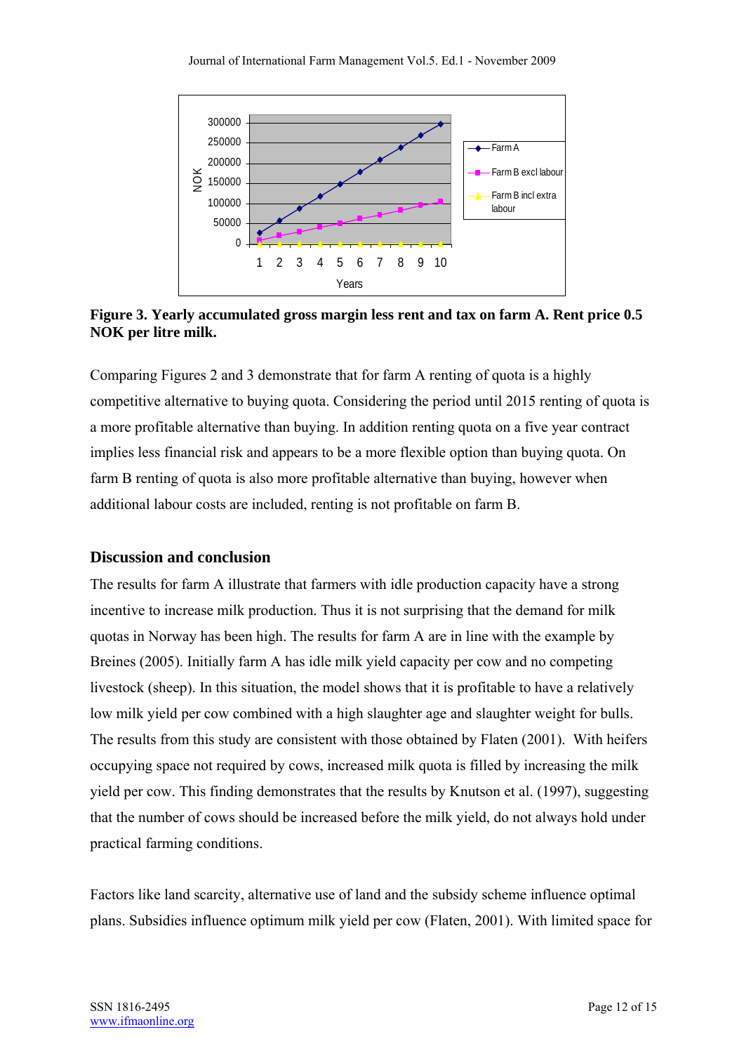**Figure 3. Yearly accumulated gross margin less rent and tax on farm A. Rent price 0.5 NOK per litre milk.**

Comparing Figures 2 and 3 demonstrate that for farm A renting of quota is a highly competitive alternative to buying quota. Considering the period until 2015 renting of quota is a more profitable alternative than buying. In addition renting quota on a five year contract implies less financial risk and appears to be a more flexible option than buying quota. On farm B renting of quota is also more profitable alternative than buying, however when additional labour costs are included, renting is not profitable on farm B.

## Discussion and conclusion

The results for farm A illustrate that farmers with idle production capacity have a strong incentive to increase milk production. Thus it is not surprising that the demand for milk quotas in Norway has been high. The results for farm A are in line with the example by Breines (2005). Initially farm A has idle milk yield capacity per cow and no competing livestock (sheep). In this situation, the model shows that it is profitable to have a relatively low milk yield per cow combined with a high slaughter age and slaughter weight for bulls. The results from this study are consistent with those obtained by Flaten (2001). With heifers occupying space not required by cows, increased milk quota is filled by increasing the milk yield per cow. This finding demonstrates that the results by Knutson et al. (1997), suggesting that the number of cows should be increased before the milk yield, do not always hold under practical farming conditions.

Factors like land scarcity, alternative use of land and the subsidy scheme influence optimal plans. Subsidies influence optimum milk yield per cow (Flaten, 2001). With limited space for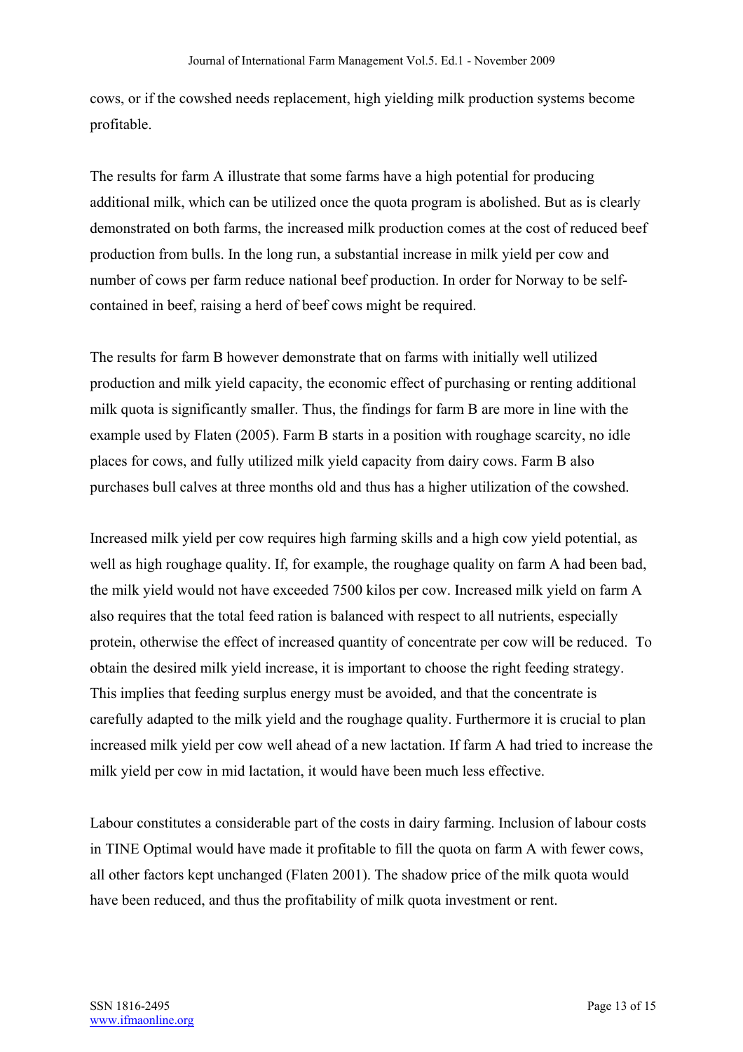cows, or if the cowshed needs replacement, high yielding milk production systems become profitable.

The results for farm A illustrate that some farms have a high potential for producing additional milk, which can be utilized once the quota program is abolished. But as is clearly demonstrated on both farms, the increased milk production comes at the cost of reduced beef production from bulls. In the long run, a substantial increase in milk yield per cow and number of cows per farm reduce national beef production. In order for Norway to be self-contained in beef, raising a herd of beef cows might be required.

The results for farm B however demonstrate that on farms with initially well utilized production and milk yield capacity, the economic effect of purchasing or renting additional milk quota is significantly smaller. Thus, the findings for farm B are more in line with the example used by Flaten (2005). Farm B starts in a position with roughage scarcity, no idle places for cows, and fully utilized milk yield capacity from dairy cows. Farm B also purchases bull calves at three months old and thus has a higher utilization of the cowshed.

Increased milk yield per cow requires high farming skills and a high cow yield potential, as well as high roughage quality. If, for example, the roughage quality on farm A had been bad, the milk yield would not have exceeded 7500 kilos per cow. Increased milk yield on farm A also requires that the total feed ration is balanced with respect to all nutrients, especially protein, otherwise the effect of increased quantity of concentrate per cow will be reduced. To obtain the desired milk yield increase, it is important to choose the right feeding strategy. This implies that feeding surplus energy must be avoided, and that the concentrate is carefully adapted to the milk yield and the roughage quality. Furthermore it is crucial to plan increased milk yield per cow well ahead of a new lactation. If farm A had tried to increase the milk yield per cow in mid lactation, it would have been much less effective.

Labour constitutes a considerable part of the costs in dairy farming. Inclusion of labour costs in TINE Optimal would have made it profitable to fill the quota on farm A with fewer cows, all other factors kept unchanged (Flaten 2001). The shadow price of the milk quota would have been reduced, and thus the profitability of milk quota investment or rent.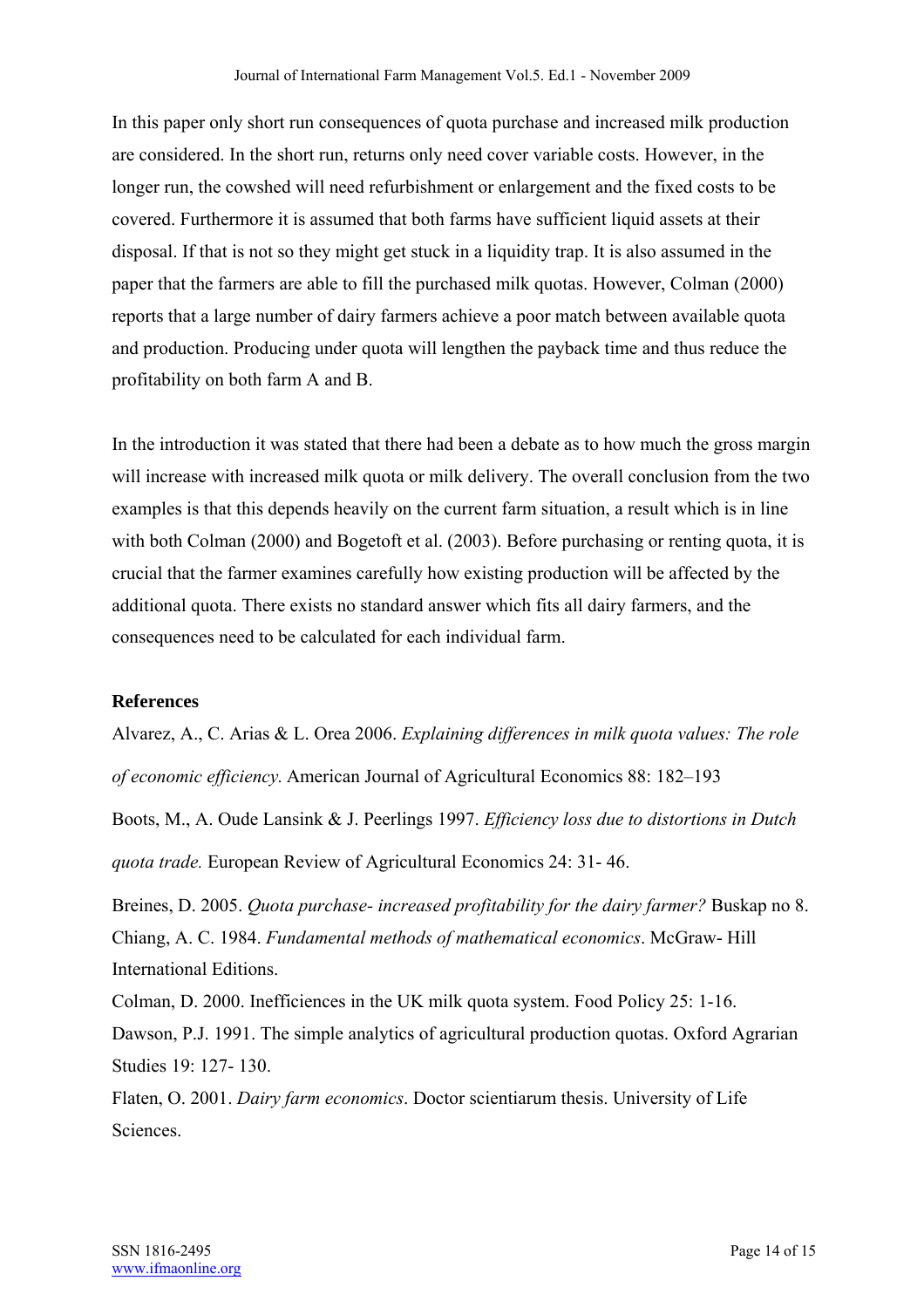In this paper only short run consequences of quota purchase and increased milk production are considered. In the short run, returns only need cover variable costs. However, in the longer run, the cowshed will need refurbishment or enlargement and the fixed costs to be covered. Furthermore it is assumed that both farms have sufficient liquid assets at their disposal. If that is not so they might get stuck in a liquidity trap. It is also assumed in the paper that the farmers are able to fill the purchased milk quotas. However, Colman (2000) reports that a large number of dairy farmers achieve a poor match between available quota and production. Producing under quota will lengthen the payback time and thus reduce the profitability on both farm A and B.

In the introduction it was stated that there had been a debate as to how much the gross margin will increase with increased milk quota or milk delivery. The overall conclusion from the two examples is that this depends heavily on the current farm situation, a result which is in line with both Colman (2000) and Bogetoft et al. (2003). Before purchasing or renting quota, it is crucial that the farmer examines carefully how existing production will be affected by the additional quota. There exists no standard answer which fits all dairy farmers, and the consequences need to be calculated for each individual farm.

**References**

Alvarez, A., C. Arias & L. Orea 2006. *Explaining differences in milk quota values: The role of economic efficiency.* American Journal of Agricultural Economics 88: 182–193

Boots, M., A. Oude Lansink & J. Peerlings 1997. *Efficiency loss due to distortions in Dutch quota trade.* European Review of Agricultural Economics 24: 31- 46.

Breines, D. 2005. *Quota purchase- increased profitability for the dairy farmer?* Buskap no 8.

Chiang, A. C. 1984. *Fundamental methods of mathematical economics*. McGraw- Hill International Editions.

Colman, D. 2000. Inefficiences in the UK milk quota system. Food Policy 25: 1-16.

Dawson, P.J. 1991. The simple analytics of agricultural production quotas. Oxford Agrarian Studies 19: 127- 130.

Flaten, O. 2001. *Dairy farm economics*. Doctor scientiarum thesis. University of Life Sciences.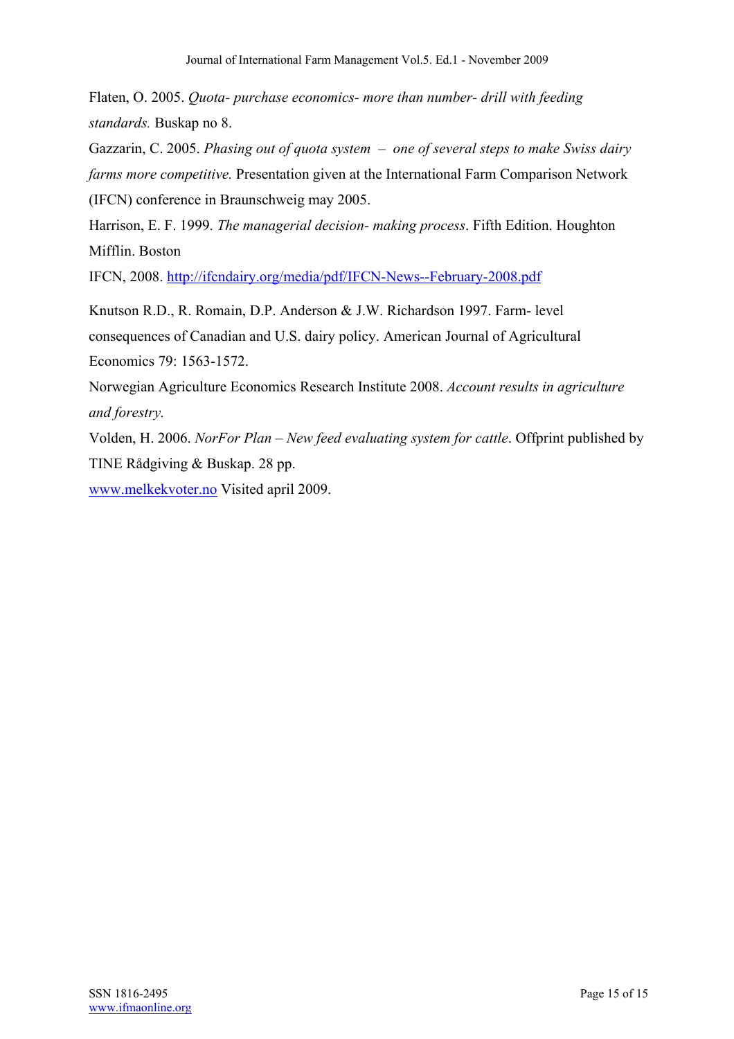Flaten, O. 2005. *Quota- purchase economics- more than number- drill with feeding standards.* Buskap no 8.

Gazzarin, C. 2005. *Phasing out of quota system – one of several steps to make Swiss dairy farms more competitive.* Presentation given at the International Farm Comparison Network (IFCN) conference in Braunschweig may 2005.

Harrison, E. F. 1999. *The managerial decision- making process*. Fifth Edition. Houghton Mifflin. Boston

IFCN, 2008. http://ifcndairy.org/media/pdf/IFCN-News--February-2008.pdf

Knutson R.D., R. Romain, D.P. Anderson & J.W. Richardson 1997. Farm- level consequences of Canadian and U.S. dairy policy. American Journal of Agricultural Economics 79: 1563-1572.

Norwegian Agriculture Economics Research Institute 2008. *Account results in agriculture and forestry.*

Volden, H. 2006. *NorFor Plan – New feed evaluating system for cattle*. Offprint published by TINE Rådgiving & Buskap. 28 pp.

www.melkekvoter.no Visited april 2009.